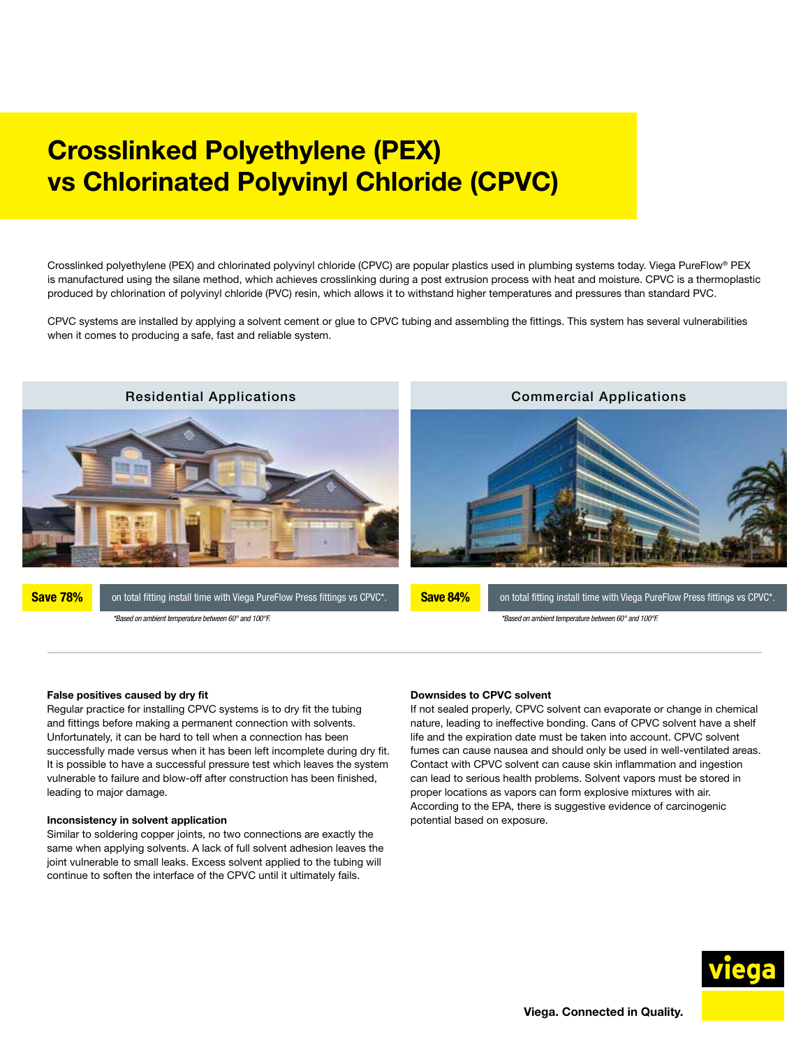# Crosslinked Polyethylene (PEX) vs Chlorinated Polyvinyl Chloride (CPVC)

Crosslinked polyethylene (PEX) and chlorinated polyvinyl chloride (CPVC) are popular plastics used in plumbing systems today. Viega PureFlow® PEX is manufactured using the silane method, which achieves crosslinking during a post extrusion process with heat and moisture. CPVC is a thermoplastic produced by chlorination of polyvinyl chloride (PVC) resin, which allows it to withstand higher temperatures and pressures than standard PVC.

CPVC systems are installed by applying a solvent cement or glue to CPVC tubing and assembling the fittings. This system has several vulnerabilities when it comes to producing a safe, fast and reliable system.

## Residential Applications

**Save 78%** on total fitting install time with Viega PureFlow Press fittings vs CPVC*.

*Based on ambient temperature between 60° and 100°F.

## Commercial Applications

**Save 84%** on total fitting install time with Viega PureFlow Press fittings vs CPVC*.

*Based on ambient temperature between 60° and 100°F.

**False positives caused by dry fit**

Regular practice for installing CPVC systems is to dry fit the tubing and fittings before making a permanent connection with solvents. Unfortunately, it can be hard to tell when a connection has been successfully made versus when it has been left incomplete during dry fit. It is possible to have a successful pressure test which leaves the system vulnerable to failure and blow-off after construction has been finished, leading to major damage.

**Inconsistency in solvent application**

Similar to soldering copper joints, no two connections are exactly the same when applying solvents. A lack of full solvent adhesion leaves the joint vulnerable to small leaks. Excess solvent applied to the tubing will continue to soften the interface of the CPVC until it ultimately fails.

**Downsides to CPVC solvent**

If not sealed properly, CPVC solvent can evaporate or change in chemical nature, leading to ineffective bonding. Cans of CPVC solvent have a shelf life and the expiration date must be taken into account. CPVC solvent fumes can cause nausea and should only be used in well-ventilated areas. Contact with CPVC solvent can cause skin inflammation and ingestion can lead to serious health problems. Solvent vapors must be stored in proper locations as vapors can form explosive mixtures with air. According to the EPA, there is suggestive evidence of carcinogenic potential based on exposure.

viega

Viega. Connected in Quality.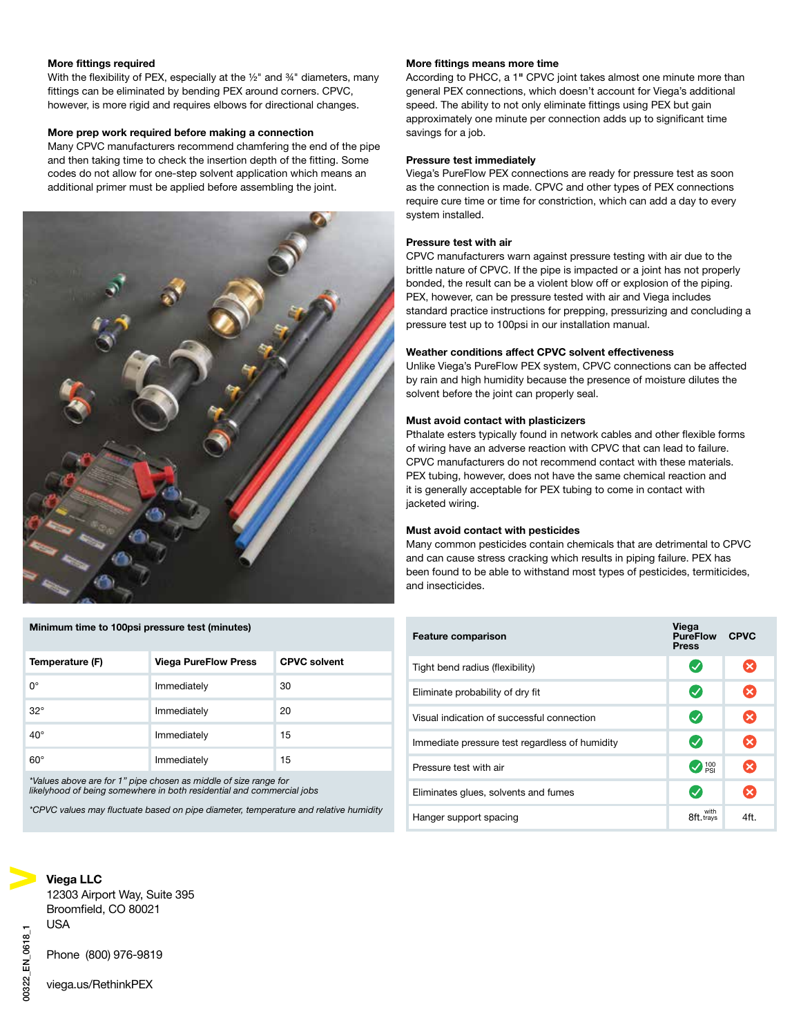### More fittings required

With the flexibility of PEX, especially at the ½" and ¾" diameters, many fittings can be eliminated by bending PEX around corners. CPVC, however, is more rigid and requires elbows for directional changes.

### More prep work required before making a connection

Many CPVC manufacturers recommend chamfering the end of the pipe and then taking time to check the insertion depth of the fitting. Some codes do not allow for one-step solvent application which means an additional primer must be applied before assembling the joint.

### More fittings means more time

According to PHCC, a 1" CPVC joint takes almost one minute more than general PEX connections, which doesn't account for Viega's additional speed. The ability to not only eliminate fittings using PEX but gain approximately one minute per connection adds up to significant time savings for a job.

### Pressure test immediately

Viega's PureFlow PEX connections are ready for pressure test as soon as the connection is made. CPVC and other types of PEX connections require cure time or time for constriction, which can add a day to every system installed.

### Pressure test with air

CPVC manufacturers warn against pressure testing with air due to the brittle nature of CPVC. If the pipe is impacted or a joint has not properly bonded, the result can be a violent blow off or explosion of the piping. PEX, however, can be pressure tested with air and Viega includes standard practice instructions for prepping, pressurizing and concluding a pressure test up to 100psi in our installation manual.

### Weather conditions affect CPVC solvent effectiveness

Unlike Viega's PureFlow PEX system, CPVC connections can be affected by rain and high humidity because the presence of moisture dilutes the solvent before the joint can properly seal.

### Must avoid contact with plasticizers

Pthalate esters typically found in network cables and other flexible forms of wiring have an adverse reaction with CPVC that can lead to failure. CPVC manufacturers do not recommend contact with these materials. PEX tubing, however, does not have the same chemical reaction and it is generally acceptable for PEX tubing to come in contact with jacketed wiring.

### Must avoid contact with pesticides

Many common pesticides contain chemicals that are detrimental to CPVC and can cause stress cracking which results in piping failure. PEX has been found to be able to withstand most types of pesticides, termiticides, and insecticides.

**Minimum time to 100psi pressure test (minutes)**

| Temperature (F) | Viega PureFlow Press | CPVC solvent |
|---|---|---|
| 0° | Immediately | 30 |
| 32° | Immediately | 20 |
| 40° | Immediately | 15 |
| 60° | Immediately | 15 |

*\*Values above are for 1" pipe chosen as middle of size range for likelihood of being somewhere in both residential and commercial jobs*

*\*CPVC values may fluctuate based on pipe diameter, temperature and relative humidity*

| Feature comparison | Viega PureFlow Press | CPVC |
|---|---|---|
| Tight bend radius (flexibility) | ✓ | ✗ |
| Eliminate probability of dry fit | ✓ | ✗ |
| Visual indication of successful connection | ✓ | ✗ |
| Immediate pressure test regardless of humidity | ✓ | ✗ |
| Pressure test with air | ✓ 100 PSI | ✗ |
| Eliminates glues, solvents and fumes | ✓ | ✗ |
| Hanger support spacing | 8ft. with trays | 4ft. |

**Viega LLC**
12303 Airport Way, Suite 395
Broomfield, CO 80021
USA

Phone (800) 976-9819

viega.us/RethinkPEX

00322_EN_0618_1